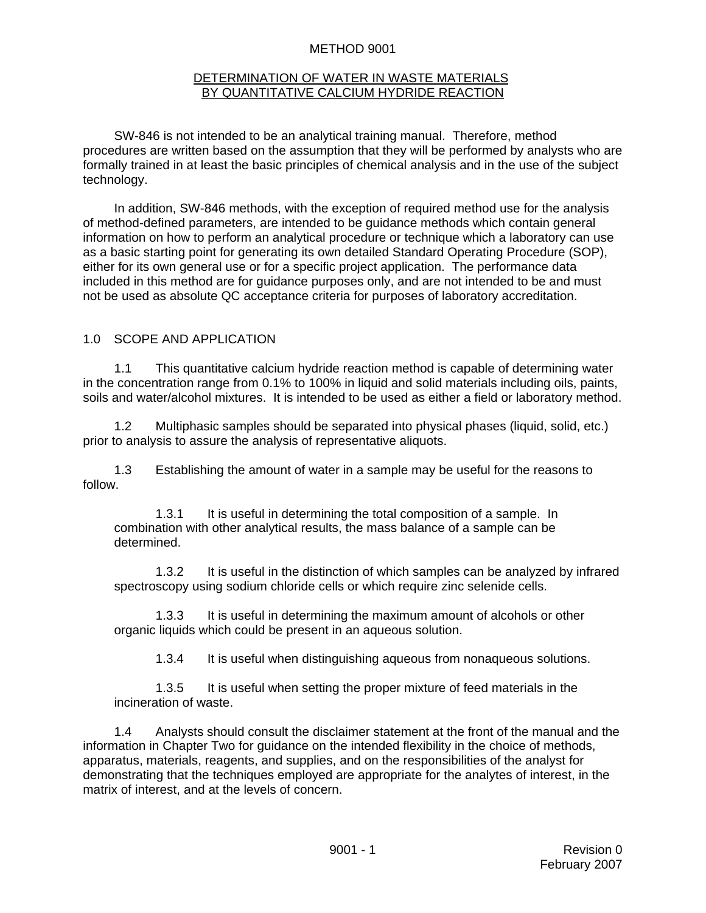# METHOD 9001

## DETERMINATION OF WATER IN WASTE MATERIALS BY QUANTITATIVE CALCIUM HYDRIDE REACTION

SW-846 is not intended to be an analytical training manual. Therefore, method procedures are written based on the assumption that they will be performed by analysts who are formally trained in at least the basic principles of chemical analysis and in the use of the subject technology.

In addition, SW-846 methods, with the exception of required method use for the analysis of method-defined parameters, are intended to be guidance methods which contain general information on how to perform an analytical procedure or technique which a laboratory can use as a basic starting point for generating its own detailed Standard Operating Procedure (SOP), either for its own general use or for a specific project application. The performance data included in this method are for guidance purposes only, and are not intended to be and must not be used as absolute QC acceptance criteria for purposes of laboratory accreditation.

## 1.0 SCOPE AND APPLICATION

1.1 This quantitative calcium hydride reaction method is capable of determining water in the concentration range from 0.1% to 100% in liquid and solid materials including oils, paints, soils and water/alcohol mixtures. It is intended to be used as either a field or laboratory method.

1.2 Multiphasic samples should be separated into physical phases (liquid, solid, etc.) prior to analysis to assure the analysis of representative aliquots.

1.3 Establishing the amount of water in a sample may be useful for the reasons to follow.

1.3.1 It is useful in determining the total composition of a sample. In combination with other analytical results, the mass balance of a sample can be determined.

1.3.2 It is useful in the distinction of which samples can be analyzed by infrared spectroscopy using sodium chloride cells or which require zinc selenide cells.

1.3.3 It is useful in determining the maximum amount of alcohols or other organic liquids which could be present in an aqueous solution.

1.3.4 It is useful when distinguishing aqueous from nonaqueous solutions.

1.3.5 It is useful when setting the proper mixture of feed materials in the incineration of waste.

1.4 Analysts should consult the disclaimer statement at the front of the manual and the information in Chapter Two for guidance on the intended flexibility in the choice of methods, apparatus, materials, reagents, and supplies, and on the responsibilities of the analyst for demonstrating that the techniques employed are appropriate for the analytes of interest, in the matrix of interest, and at the levels of concern.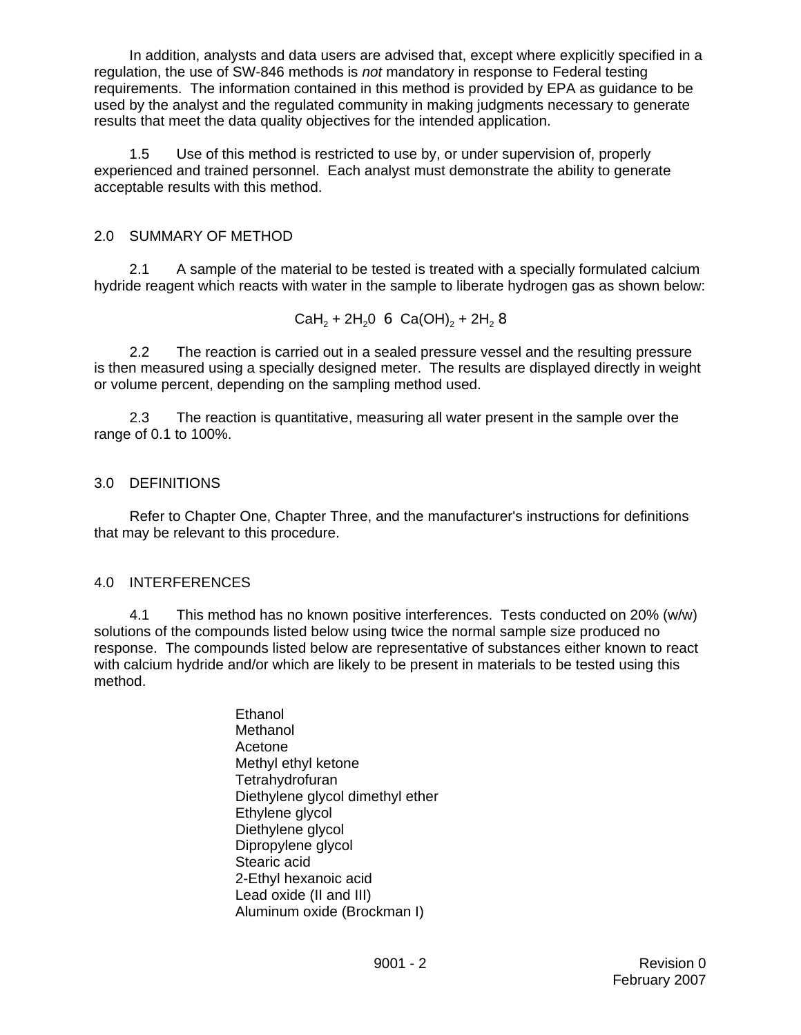In addition, analysts and data users are advised that, except where explicitly specified in a regulation, the use of SW-846 methods is *not* mandatory in response to Federal testing requirements. The information contained in this method is provided by EPA as guidance to be used by the analyst and the regulated community in making judgments necessary to generate results that meet the data quality objectives for the intended application.

1.5 Use of this method is restricted to use by, or under supervision of, properly experienced and trained personnel. Each analyst must demonstrate the ability to generate acceptable results with this method.

## 2.0 SUMMARY OF METHOD

2.1 A sample of the material to be tested is treated with a specially formulated calcium hydride reagent which reacts with water in the sample to liberate hydrogen gas as shown below:

$$CaH_2 + 2H_2O \rightarrow Ca(OH)_2 + 2H_2 \uparrow$$

2.2 The reaction is carried out in a sealed pressure vessel and the resulting pressure is then measured using a specially designed meter. The results are displayed directly in weight or volume percent, depending on the sampling method used.

2.3 The reaction is quantitative, measuring all water present in the sample over the range of 0.1 to 100%.

## 3.0 DEFINITIONS

Refer to Chapter One, Chapter Three, and the manufacturer's instructions for definitions that may be relevant to this procedure.

## 4.0 INTERFERENCES

4.1 This method has no known positive interferences. Tests conducted on 20% (w/w) solutions of the compounds listed below using twice the normal sample size produced no response. The compounds listed below are representative of substances either known to react with calcium hydride and/or which are likely to be present in materials to be tested using this method.

Ethanol
Methanol
Acetone
Methyl ethyl ketone
Tetrahydrofuran
Diethylene glycol dimethyl ether
Ethylene glycol
Diethylene glycol
Dipropylene glycol
Stearic acid
2-Ethyl hexanoic acid
Lead oxide (II and III)
Aluminum oxide (Brockman I)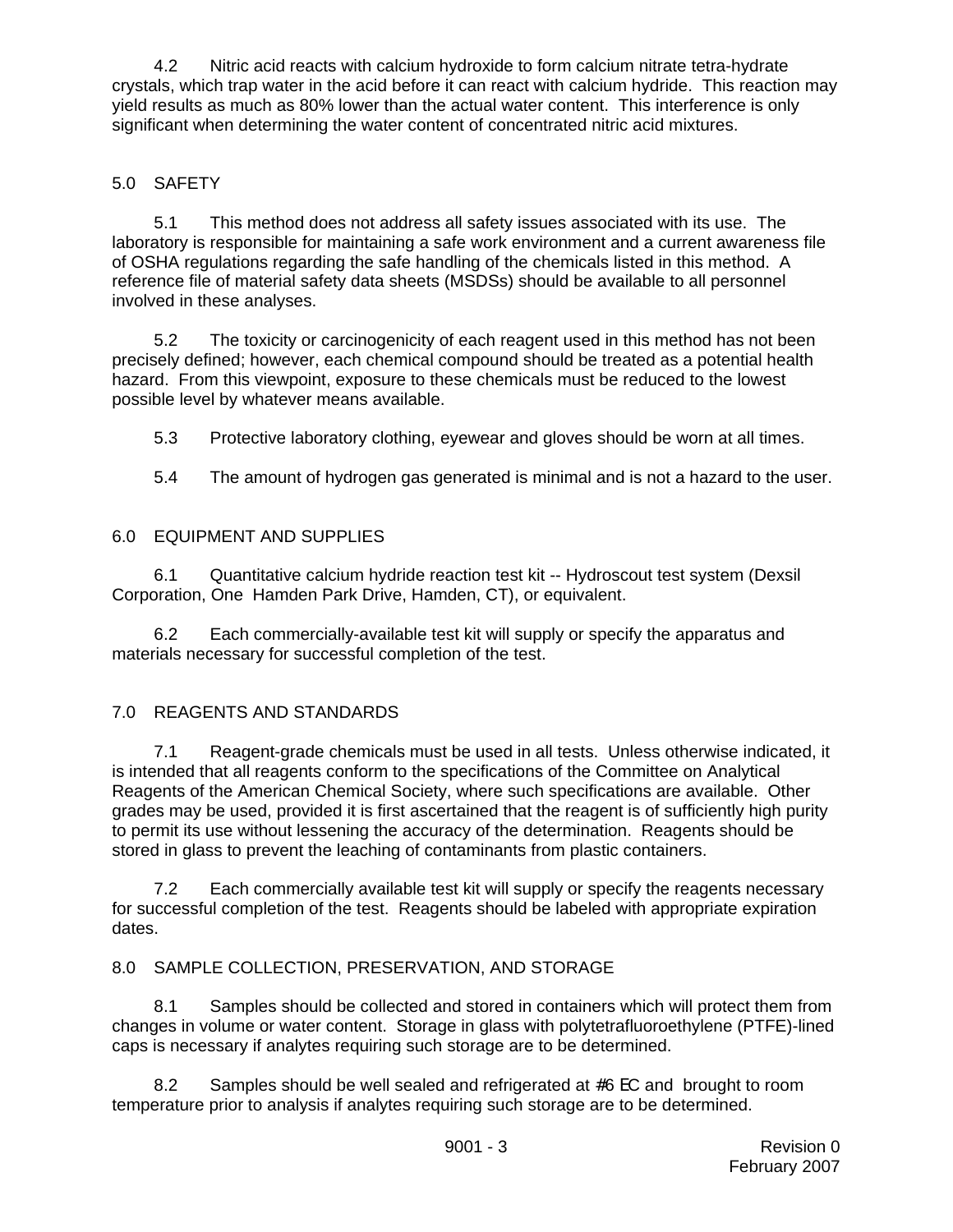4.2 Nitric acid reacts with calcium hydroxide to form calcium nitrate tetra-hydrate crystals, which trap water in the acid before it can react with calcium hydride. This reaction may yield results as much as 80% lower than the actual water content. This interference is only significant when determining the water content of concentrated nitric acid mixtures.

## 5.0 SAFETY

5.1 This method does not address all safety issues associated with its use. The laboratory is responsible for maintaining a safe work environment and a current awareness file of OSHA regulations regarding the safe handling of the chemicals listed in this method. A reference file of material safety data sheets (MSDSs) should be available to all personnel involved in these analyses.

5.2 The toxicity or carcinogenicity of each reagent used in this method has not been precisely defined; however, each chemical compound should be treated as a potential health hazard. From this viewpoint, exposure to these chemicals must be reduced to the lowest possible level by whatever means available.

5.3 Protective laboratory clothing, eyewear and gloves should be worn at all times.

5.4 The amount of hydrogen gas generated is minimal and is not a hazard to the user.

## 6.0 EQUIPMENT AND SUPPLIES

6.1 Quantitative calcium hydride reaction test kit -- Hydroscout test system (Dexsil Corporation, One Hamden Park Drive, Hamden, CT), or equivalent.

6.2 Each commercially-available test kit will supply or specify the apparatus and materials necessary for successful completion of the test.

## 7.0 REAGENTS AND STANDARDS

7.1 Reagent-grade chemicals must be used in all tests. Unless otherwise indicated, it is intended that all reagents conform to the specifications of the Committee on Analytical Reagents of the American Chemical Society, where such specifications are available. Other grades may be used, provided it is first ascertained that the reagent is of sufficiently high purity to permit its use without lessening the accuracy of the determination. Reagents should be stored in glass to prevent the leaching of contaminants from plastic containers.

7.2 Each commercially available test kit will supply or specify the reagents necessary for successful completion of the test. Reagents should be labeled with appropriate expiration dates.

## 8.0 SAMPLE COLLECTION, PRESERVATION, AND STORAGE

8.1 Samples should be collected and stored in containers which will protect them from changes in volume or water content. Storage in glass with polytetrafluoroethylene (PTFE)-lined caps is necessary if analytes requiring such storage are to be determined.

8.2 Samples should be well sealed and refrigerated at ≤6 °C and brought to room temperature prior to analysis if analytes requiring such storage are to be determined.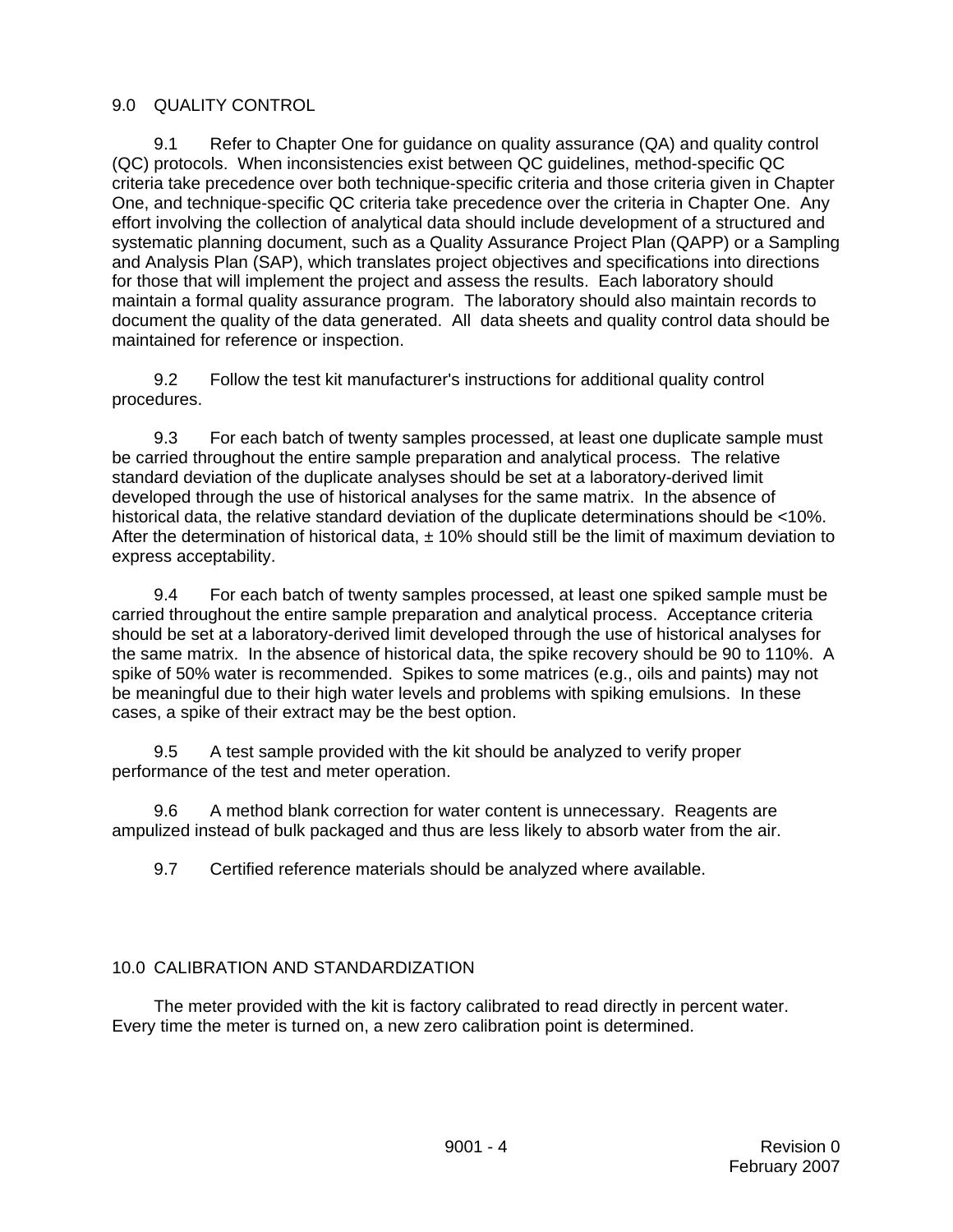## 9.0 QUALITY CONTROL

9.1 Refer to Chapter One for guidance on quality assurance (QA) and quality control (QC) protocols. When inconsistencies exist between QC guidelines, method-specific QC criteria take precedence over both technique-specific criteria and those criteria given in Chapter One, and technique-specific QC criteria take precedence over the criteria in Chapter One. Any effort involving the collection of analytical data should include development of a structured and systematic planning document, such as a Quality Assurance Project Plan (QAPP) or a Sampling and Analysis Plan (SAP), which translates project objectives and specifications into directions for those that will implement the project and assess the results. Each laboratory should maintain a formal quality assurance program. The laboratory should also maintain records to document the quality of the data generated. All data sheets and quality control data should be maintained for reference or inspection.

9.2 Follow the test kit manufacturer's instructions for additional quality control procedures.

9.3 For each batch of twenty samples processed, at least one duplicate sample must be carried throughout the entire sample preparation and analytical process. The relative standard deviation of the duplicate analyses should be set at a laboratory-derived limit developed through the use of historical analyses for the same matrix. In the absence of historical data, the relative standard deviation of the duplicate determinations should be <10%. After the determination of historical data, ± 10% should still be the limit of maximum deviation to express acceptability.

9.4 For each batch of twenty samples processed, at least one spiked sample must be carried throughout the entire sample preparation and analytical process. Acceptance criteria should be set at a laboratory-derived limit developed through the use of historical analyses for the same matrix. In the absence of historical data, the spike recovery should be 90 to 110%. A spike of 50% water is recommended. Spikes to some matrices (e.g., oils and paints) may not be meaningful due to their high water levels and problems with spiking emulsions. In these cases, a spike of their extract may be the best option.

9.5 A test sample provided with the kit should be analyzed to verify proper performance of the test and meter operation.

9.6 A method blank correction for water content is unnecessary. Reagents are ampulized instead of bulk packaged and thus are less likely to absorb water from the air.

9.7 Certified reference materials should be analyzed where available.

## 10.0 CALIBRATION AND STANDARDIZATION

The meter provided with the kit is factory calibrated to read directly in percent water. Every time the meter is turned on, a new zero calibration point is determined.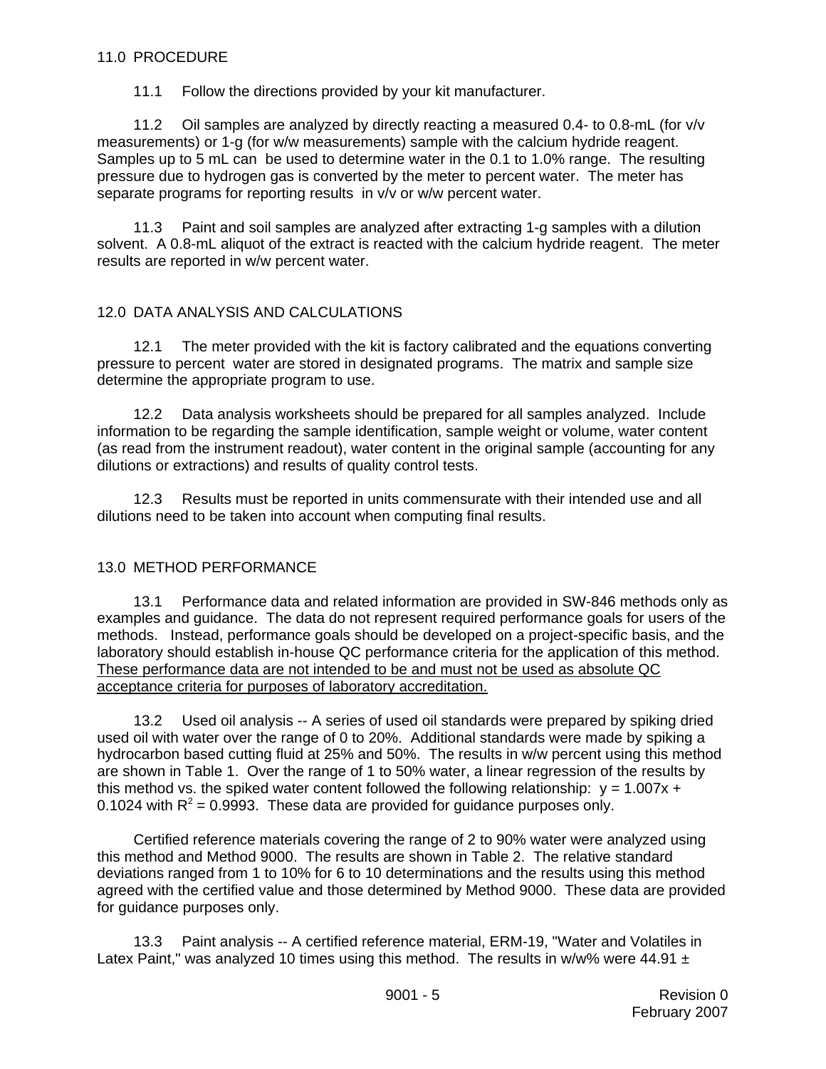## 11.0 PROCEDURE

11.1 Follow the directions provided by your kit manufacturer.

11.2 Oil samples are analyzed by directly reacting a measured 0.4- to 0.8-mL (for v/v measurements) or 1-g (for w/w measurements) sample with the calcium hydride reagent. Samples up to 5 mL can be used to determine water in the 0.1 to 1.0% range. The resulting pressure due to hydrogen gas is converted by the meter to percent water. The meter has separate programs for reporting results in v/v or w/w percent water.

11.3 Paint and soil samples are analyzed after extracting 1-g samples with a dilution solvent. A 0.8-mL aliquot of the extract is reacted with the calcium hydride reagent. The meter results are reported in w/w percent water.

## 12.0 DATA ANALYSIS AND CALCULATIONS

12.1 The meter provided with the kit is factory calibrated and the equations converting pressure to percent water are stored in designated programs. The matrix and sample size determine the appropriate program to use.

12.2 Data analysis worksheets should be prepared for all samples analyzed. Include information to be regarding the sample identification, sample weight or volume, water content (as read from the instrument readout), water content in the original sample (accounting for any dilutions or extractions) and results of quality control tests.

12.3 Results must be reported in units commensurate with their intended use and all dilutions need to be taken into account when computing final results.

## 13.0 METHOD PERFORMANCE

13.1 Performance data and related information are provided in SW-846 methods only as examples and guidance. The data do not represent required performance goals for users of the methods. Instead, performance goals should be developed on a project-specific basis, and the laboratory should establish in-house QC performance criteria for the application of this method. <u>These performance data are not intended to be and must not be used as absolute QC acceptance criteria for purposes of laboratory accreditation.</u>

13.2 Used oil analysis -- A series of used oil standards were prepared by spiking dried used oil with water over the range of 0 to 20%. Additional standards were made by spiking a hydrocarbon based cutting fluid at 25% and 50%. The results in w/w percent using this method are shown in Table 1. Over the range of 1 to 50% water, a linear regression of the results by this method vs. the spiked water content followed the following relationship: $y = 1.007x + 0.1024$ with $R^2 = 0.9993$. These data are provided for guidance purposes only.

Certified reference materials covering the range of 2 to 90% water were analyzed using this method and Method 9000. The results are shown in Table 2. The relative standard deviations ranged from 1 to 10% for 6 to 10 determinations and the results using this method agreed with the certified value and those determined by Method 9000. These data are provided for guidance purposes only.

13.3 Paint analysis -- A certified reference material, ERM-19, "Water and Volatiles in Latex Paint," was analyzed 10 times using this method. The results in w/w% were 44.91 ±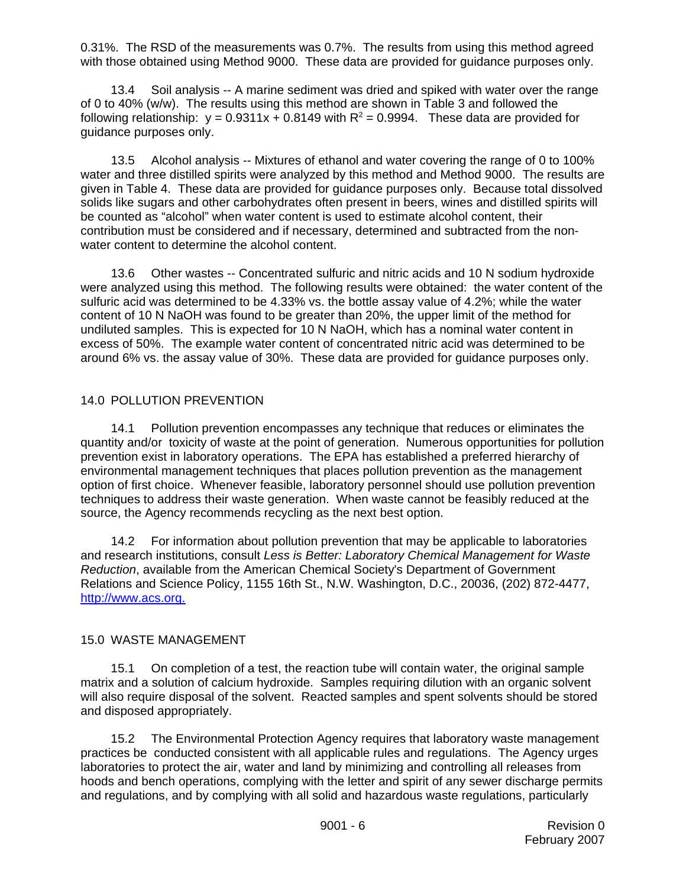0.31%. The RSD of the measurements was 0.7%. The results from using this method agreed with those obtained using Method 9000. These data are provided for guidance purposes only.

13.4 Soil analysis -- A marine sediment was dried and spiked with water over the range of 0 to 40% (w/w). The results using this method are shown in Table 3 and followed the following relationship: $y = 0.9311x + 0.8149$ with $R^2 = 0.9994$. These data are provided for guidance purposes only.

13.5 Alcohol analysis -- Mixtures of ethanol and water covering the range of 0 to 100% water and three distilled spirits were analyzed by this method and Method 9000. The results are given in Table 4. These data are provided for guidance purposes only. Because total dissolved solids like sugars and other carbohydrates often present in beers, wines and distilled spirits will be counted as "alcohol" when water content is used to estimate alcohol content, their contribution must be considered and if necessary, determined and subtracted from the non-water content to determine the alcohol content.

13.6 Other wastes -- Concentrated sulfuric and nitric acids and 10 N sodium hydroxide were analyzed using this method. The following results were obtained: the water content of the sulfuric acid was determined to be 4.33% vs. the bottle assay value of 4.2%; while the water content of 10 N NaOH was found to be greater than 20%, the upper limit of the method for undiluted samples. This is expected for 10 N NaOH, which has a nominal water content in excess of 50%. The example water content of concentrated nitric acid was determined to be around 6% vs. the assay value of 30%. These data are provided for guidance purposes only.

## 14.0 POLLUTION PREVENTION

14.1 Pollution prevention encompasses any technique that reduces or eliminates the quantity and/or toxicity of waste at the point of generation. Numerous opportunities for pollution prevention exist in laboratory operations. The EPA has established a preferred hierarchy of environmental management techniques that places pollution prevention as the management option of first choice. Whenever feasible, laboratory personnel should use pollution prevention techniques to address their waste generation. When waste cannot be feasibly reduced at the source, the Agency recommends recycling as the next best option.

14.2 For information about pollution prevention that may be applicable to laboratories and research institutions, consult *Less is Better: Laboratory Chemical Management for Waste Reduction*, available from the American Chemical Society's Department of Government Relations and Science Policy, 1155 16th St., N.W. Washington, D.C., 20036, (202) 872-4477, http://www.acs.org.

## 15.0 WASTE MANAGEMENT

15.1 On completion of a test, the reaction tube will contain water, the original sample matrix and a solution of calcium hydroxide. Samples requiring dilution with an organic solvent will also require disposal of the solvent. Reacted samples and spent solvents should be stored and disposed appropriately.

15.2 The Environmental Protection Agency requires that laboratory waste management practices be conducted consistent with all applicable rules and regulations. The Agency urges laboratories to protect the air, water and land by minimizing and controlling all releases from hoods and bench operations, complying with the letter and spirit of any sewer discharge permits and regulations, and by complying with all solid and hazardous waste regulations, particularly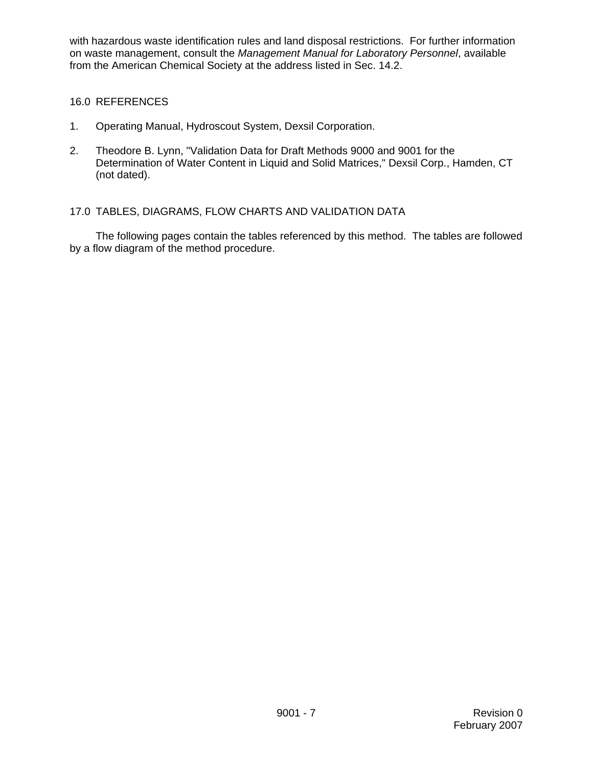with hazardous waste identification rules and land disposal restrictions. For further information on waste management, consult the *Management Manual for Laboratory Personnel*, available from the American Chemical Society at the address listed in Sec. 14.2.

## 16.0 REFERENCES

1. Operating Manual, Hydroscout System, Dexsil Corporation.

2. Theodore B. Lynn, "Validation Data for Draft Methods 9000 and 9001 for the Determination of Water Content in Liquid and Solid Matrices," Dexsil Corp., Hamden, CT (not dated).

## 17.0 TABLES, DIAGRAMS, FLOW CHARTS AND VALIDATION DATA

The following pages contain the tables referenced by this method. The tables are followed by a flow diagram of the method procedure.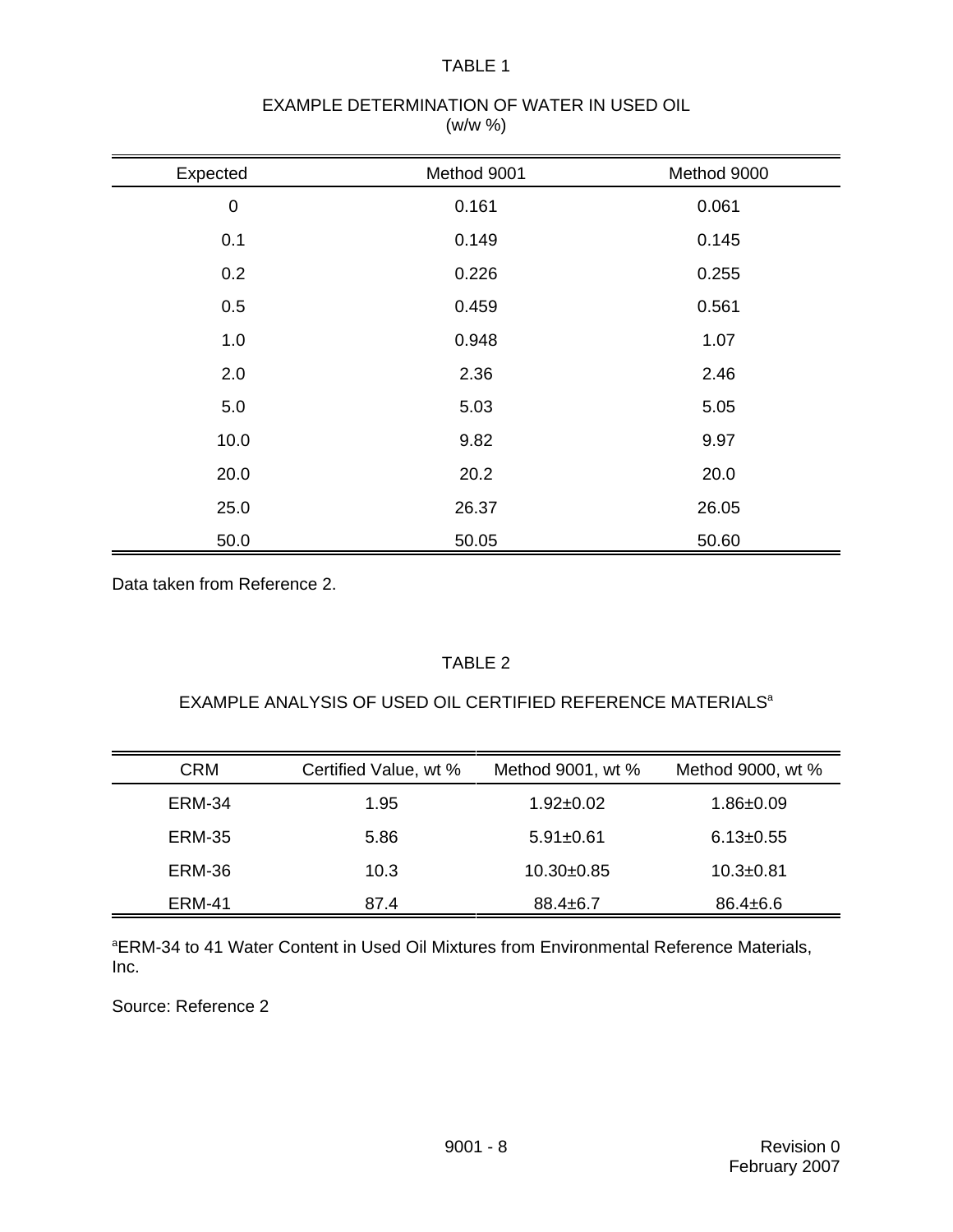TABLE 1

EXAMPLE DETERMINATION OF WATER IN USED OIL
(w/w %)

| Expected | Method 9001 | Method 9000 |
|---|---|---|
| 0 | 0.161 | 0.061 |
| 0.1 | 0.149 | 0.145 |
| 0.2 | 0.226 | 0.255 |
| 0.5 | 0.459 | 0.561 |
| 1.0 | 0.948 | 1.07 |
| 2.0 | 2.36 | 2.46 |
| 5.0 | 5.03 | 5.05 |
| 10.0 | 9.82 | 9.97 |
| 20.0 | 20.2 | 20.0 |
| 25.0 | 26.37 | 26.05 |
| 50.0 | 50.05 | 50.60 |

Data taken from Reference 2.

TABLE 2

EXAMPLE ANALYSIS OF USED OIL CERTIFIED REFERENCE MATERIALS[a]

| CRM | Certified Value, wt % | Method 9001, wt % | Method 9000, wt % |
|---|---|---|---|
| ERM-34 | 1.95 | 1.92±0.02 | 1.86±0.09 |
| ERM-35 | 5.86 | 5.91±0.61 | 6.13±0.55 |
| ERM-36 | 10.3 | 10.30±0.85 | 10.3±0.81 |
| ERM-41 | 87.4 | 88.4±6.7 | 86.4±6.6 |

[a]ERM-34 to 41 Water Content in Used Oil Mixtures from Environmental Reference Materials, Inc.

Source: Reference 2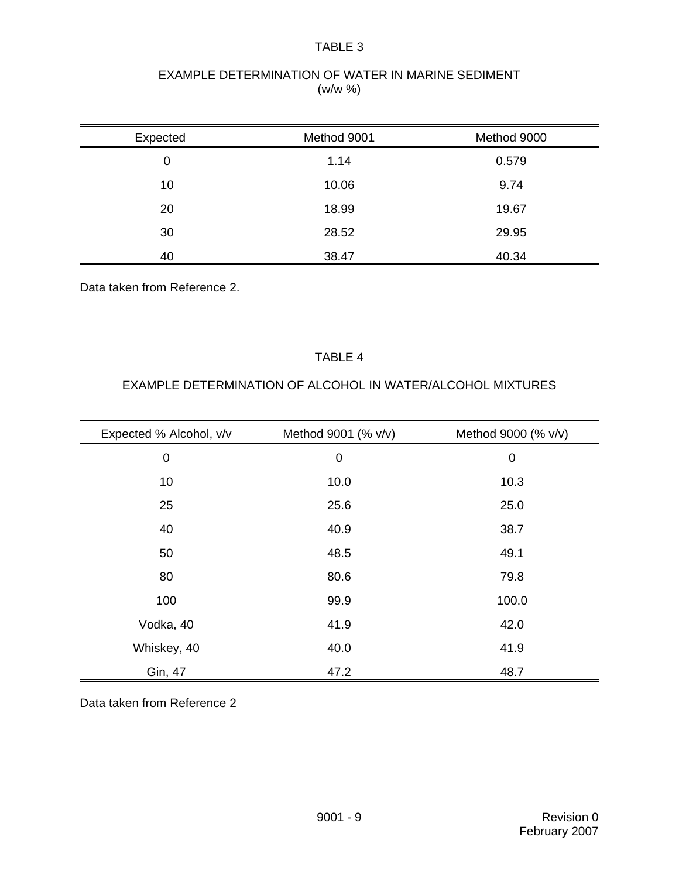TABLE 3

EXAMPLE DETERMINATION OF WATER IN MARINE SEDIMENT
(w/w %)

| Expected | Method 9001 | Method 9000 |
|---|---|---|
| 0 | 1.14 | 0.579 |
| 10 | 10.06 | 9.74 |
| 20 | 18.99 | 19.67 |
| 30 | 28.52 | 29.95 |
| 40 | 38.47 | 40.34 |

Data taken from Reference 2.

TABLE 4

EXAMPLE DETERMINATION OF ALCOHOL IN WATER/ALCOHOL MIXTURES

| Expected % Alcohol, v/v | Method 9001 (% v/v) | Method 9000 (% v/v) |
|---|---|---|
| 0 | 0 | 0 |
| 10 | 10.0 | 10.3 |
| 25 | 25.6 | 25.0 |
| 40 | 40.9 | 38.7 |
| 50 | 48.5 | 49.1 |
| 80 | 80.6 | 79.8 |
| 100 | 99.9 | 100.0 |
| Vodka, 40 | 41.9 | 42.0 |
| Whiskey, 40 | 40.0 | 41.9 |
| Gin, 47 | 47.2 | 48.7 |

Data taken from Reference 2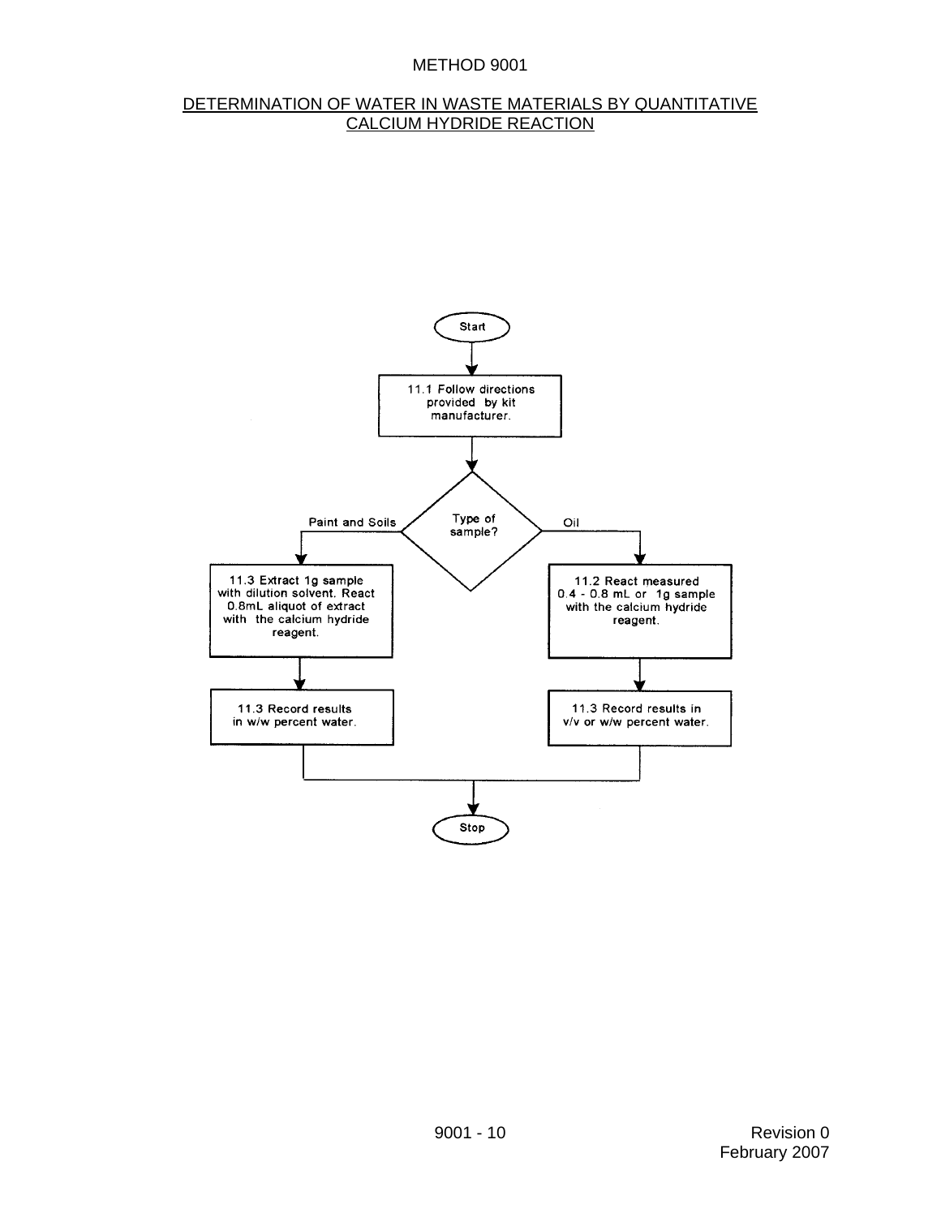METHOD 9001

DETERMINATION OF WATER IN WASTE MATERIALS BY QUANTITATIVE CALCIUM HYDRIDE REACTION

Start

11.1 Follow directions provided by kit manufacturer.

Type of sample?

Paint and Soils

Oil

11.3 Extract 1g sample with dilution solvent. React 0.8mL aliquot of extract with the calcium hydride reagent.

11.2 React measured 0.4 - 0.8 mL or 1g sample with the calcium hydride reagent.

11.3 Record results in w/w percent water.

11.3 Record results in v/v or w/w percent water.

Stop